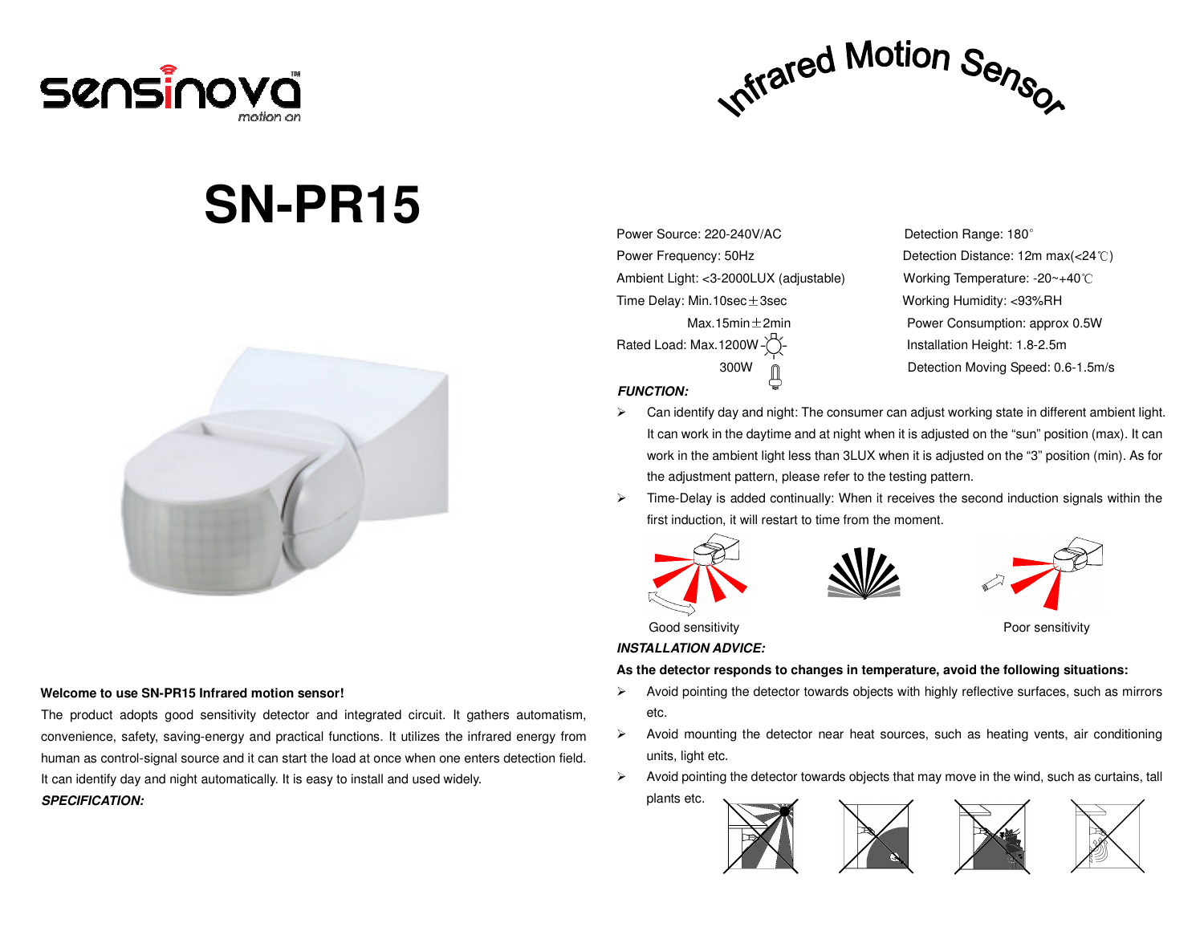sensinova motion on

# Infrared Motion Sensor

# SN-PR15

**Welcome to use SN-PR15 Infrared motion sensor!**

The product adopts good sensitivity detector and integrated circuit. It gathers automatism, convenience, safety, saving-energy and practical functions. It utilizes the infrared energy from human as control-signal source and it can start the load at once when one enters detection field. It can identify day and night automatically. It is easy to install and used widely.

***SPECIFICATION:***

Power Source: 220-240V/AC
Power Frequency: 50Hz
Ambient Light: <3-2000LUX (adjustable)
Time Delay: Min.10sec±3sec
Max.15min±2min
Rated Load: Max.1200W
300W

Detection Range: 180°
Detection Distance: 12m max(<24℃)
Working Temperature: -20~+40℃
Working Humidity: <93%RH
Power Consumption: approx 0.5W
Installation Height: 1.8-2.5m
Detection Moving Speed: 0.6-1.5m/s

***FUNCTION:***

- Can identify day and night: The consumer can adjust working state in different ambient light. It can work in the daytime and at night when it is adjusted on the "sun" position (max). It can work in the ambient light less than 3LUX when it is adjusted on the "3" position (min). As for the adjustment pattern, please refer to the testing pattern.
- Time-Delay is added continually: When it receives the second induction signals within the first induction, it will restart to time from the moment.

Good sensitivity

Poor sensitivity

***INSTALLATION ADVICE:***

**As the detector responds to changes in temperature, avoid the following situations:**

- Avoid pointing the detector towards objects with highly reflective surfaces, such as mirrors etc.
- Avoid mounting the detector near heat sources, such as heating vents, air conditioning units, light etc.
- Avoid pointing the detector towards objects that may move in the wind, such as curtains, tall plants etc.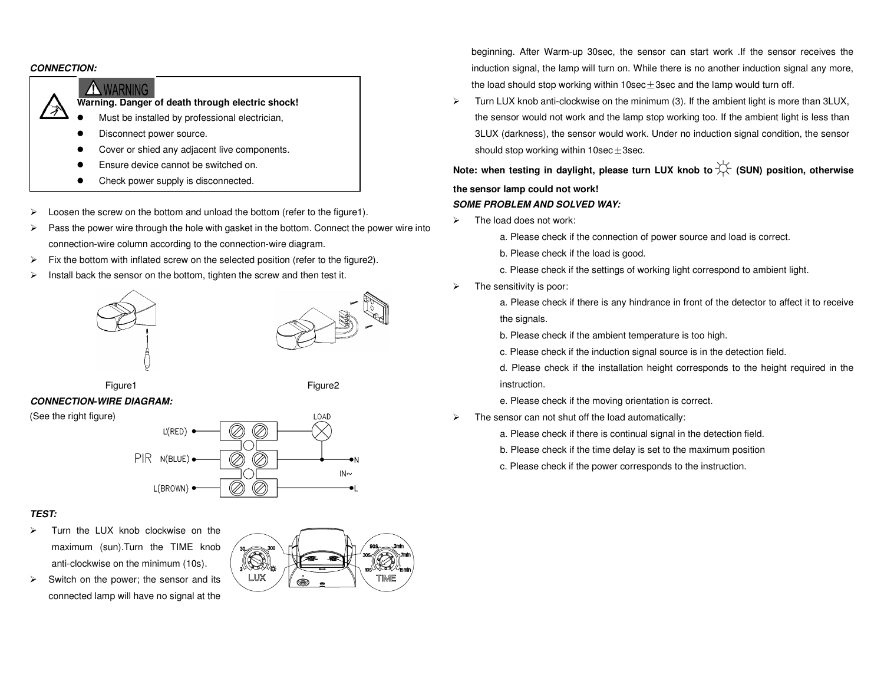***CONNECTION:***

**WARNING**

**Warning. Danger of death through electric shock!**

- Must be installed by professional electrician,
- Disconnect power source.
- Cover or shied any adjacent live components.
- Ensure device cannot be switched on.
- Check power supply is disconnected.

- Loosen the screw on the bottom and unload the bottom (refer to the figure1).
- Pass the power wire through the hole with gasket in the bottom. Connect the power wire into connection-wire column according to the connection-wire diagram.
- Fix the bottom with inflated screw on the selected position (refer to the figure2).
- Install back the sensor on the bottom, tighten the screw and then test it.

Figure1

Figure2

***CONNECTION-WIRE DIAGRAM:***

(See the right figure)

LOAD

L'(RED)

PIR N(BLUE)

L(BROWN)

N

IN~

L

***TEST:***

- Turn the LUX knob clockwise on the maximum (sun).Turn the TIME knob anti-clockwise on the minimum (10s).
- Switch on the power; the sensor and its connected lamp will have no signal at the beginning. After Warm-up 30sec, the sensor can start work .If the sensor receives the induction signal, the lamp will turn on. While there is no another induction signal any more, the load should stop working within 10sec±3sec and the lamp would turn off.
- Turn LUX knob anti-clockwise on the minimum (3). If the ambient light is more than 3LUX, the sensor would not work and the lamp stop working too. If the ambient light is less than 3LUX (darkness), the sensor would work. Under no induction signal condition, the sensor should stop working within 10sec±3sec.

30 300 3 LUX

90S 3min 30S 7min 10S 15min TIME

**Note: when testing in daylight, please turn LUX knob to ☼ (SUN) position, otherwise the sensor lamp could not work!**

***SOME PROBLEM AND SOLVED WAY:***

- The load does not work:
  - a. Please check if the connection of power source and load is correct.
  - b. Please check if the load is good.
  - c. Please check if the settings of working light correspond to ambient light.
- The sensitivity is poor:
  - a. Please check if there is any hindrance in front of the detector to affect it to receive the signals.
  - b. Please check if the ambient temperature is too high.
  - c. Please check if the induction signal source is in the detection field.
  - d. Please check if the installation height corresponds to the height required in the instruction.
  - e. Please check if the moving orientation is correct.
- The sensor can not shut off the load automatically:
  - a. Please check if there is continual signal in the detection field.
  - b. Please check if the time delay is set to the maximum position
  - c. Please check if the power corresponds to the instruction.